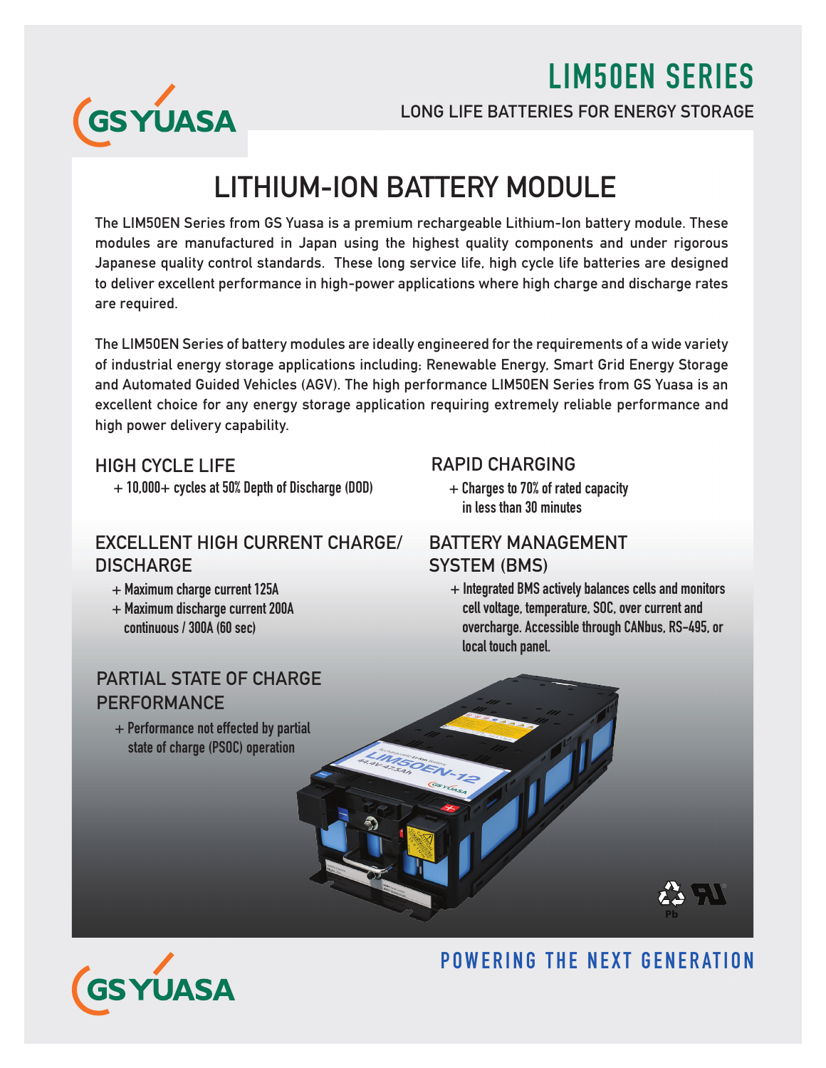GS YUASA

# LIM50EN SERIES

LONG LIFE BATTERIES FOR ENERGY STORAGE

## LITHIUM-ION BATTERY MODULE

The LIM50EN Series from GS Yuasa is a premium rechargeable Lithium-Ion battery module. These modules are manufactured in Japan using the highest quality components and under rigorous Japanese quality control standards. These long service life, high cycle life batteries are designed to deliver excellent performance in high-power applications where high charge and discharge rates are required.

The LIM50EN Series of battery modules are ideally engineered for the requirements of a wide variety of industrial energy storage applications including; Renewable Energy, Smart Grid Energy Storage and Automated Guided Vehicles (AGV). The high performance LIM50EN Series from GS Yuasa is an excellent choice for any energy storage application requiring extremely reliable performance and high power delivery capability.

### HIGH CYCLE LIFE

+ 10,000+ cycles at 50% Depth of Discharge (DOD)

### RAPID CHARGING

+ Charges to 70% of rated capacity in less than 30 minutes

### EXCELLENT HIGH CURRENT CHARGE/ DISCHARGE

+ Maximum charge current 125A
+ Maximum discharge current 200A continuous / 300A (60 sec)

### BATTERY MANAGEMENT SYSTEM (BMS)

+ Integrated BMS actively balances cells and monitors cell voltage, temperature, SOC, over current and overcharge. Accessible through CANbus, RS-495, or local touch panel.

### PARTIAL STATE OF CHARGE PERFORMANCE

+ Performance not effected by partial state of charge (PSOC) operation

POWERING THE NEXT GENERATION

GS YUASA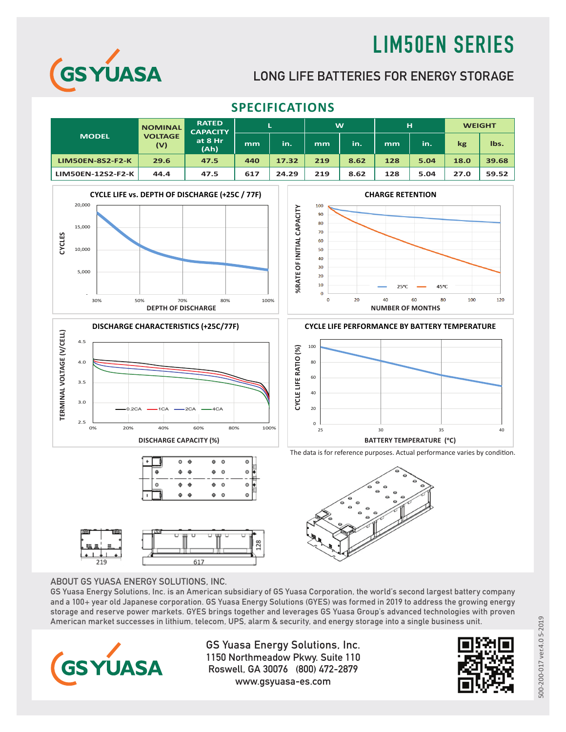# LIM50EN SERIES

## LONG LIFE BATTERIES FOR ENERGY STORAGE

## SPECIFICATIONS

| MODEL | NOMINAL VOLTAGE (V) | RATED CAPACITY at 8 Hr (Ah) | L | | W | | H | | WEIGHT | |
|---|---|---|---|---|---|---|---|---|---|---|
| | | | mm | in. | mm | in. | mm | in. | kg | lbs. |
| LIM50EN-8S2-F2-K | 29.6 | 47.5 | 440 | 17.32 | 219 | 8.62 | 128 | 5.04 | 18.0 | 39.68 |
| LIM50EN-12S2-F2-K | 44.4 | 47.5 | 617 | 24.29 | 219 | 8.62 | 128 | 5.04 | 27.0 | 59.52 |

**CYCLE LIFE vs. DEPTH OF DISCHARGE (+25C / 77F)**

CYCLES

20,000
15,000
10,000
5,000
-

30% 50% 70% 80% 100%

DEPTH OF DISCHARGE

**CHARGE RETENTION**

%RATE OF INITIAL CAPACITY

100 90 80 70 60 50 40 30 20 10 0

0 20 40 60 80 100 120

25°C 45°C

NUMBER OF MONTHS

**DISCHARGE CHARACTERISTICS (+25C/77F)**

TERMINAL VOLTAGE (V/CELL)

4.5 4.0 3.5 3.0 2.5

0.2CA 1CA 2CA 4CA

0% 20% 40% 60% 80% 100%

DISCHARGE CAPACITY (%)

**CYCLE LIFE PERFORMANCE BY BATTERY TEMPERATURE**

CYCLE LIFE RATIO (%)

100 80 60 40 20 0

25 30 35 40

BATTERY TEMPERATURE (°C)

The data is for reference purposes. Actual performance varies by condition.

219

617

128

## ABOUT GS YUASA ENERGY SOLUTIONS, INC.

GS Yuasa Energy Solutions, Inc. is an American subsidiary of GS Yuasa Corporation, the world's second largest battery company and a 100+ year old Japanese corporation. GS Yuasa Energy Solutions (GYES) was formed in 2019 to address the growing energy storage and reserve power markets. GYES brings together and leverages GS Yuasa Group's advanced technologies with proven American market successes in lithium, telecom, UPS, alarm & security, and energy storage into a single business unit.

GS Yuasa Energy Solutions, Inc.
1150 Northmeadow Pkwy. Suite 110
Roswell, GA 30076 (800) 472-2879
www.gsyuasa-es.com

500-200-017 ver.4.0 5-2019